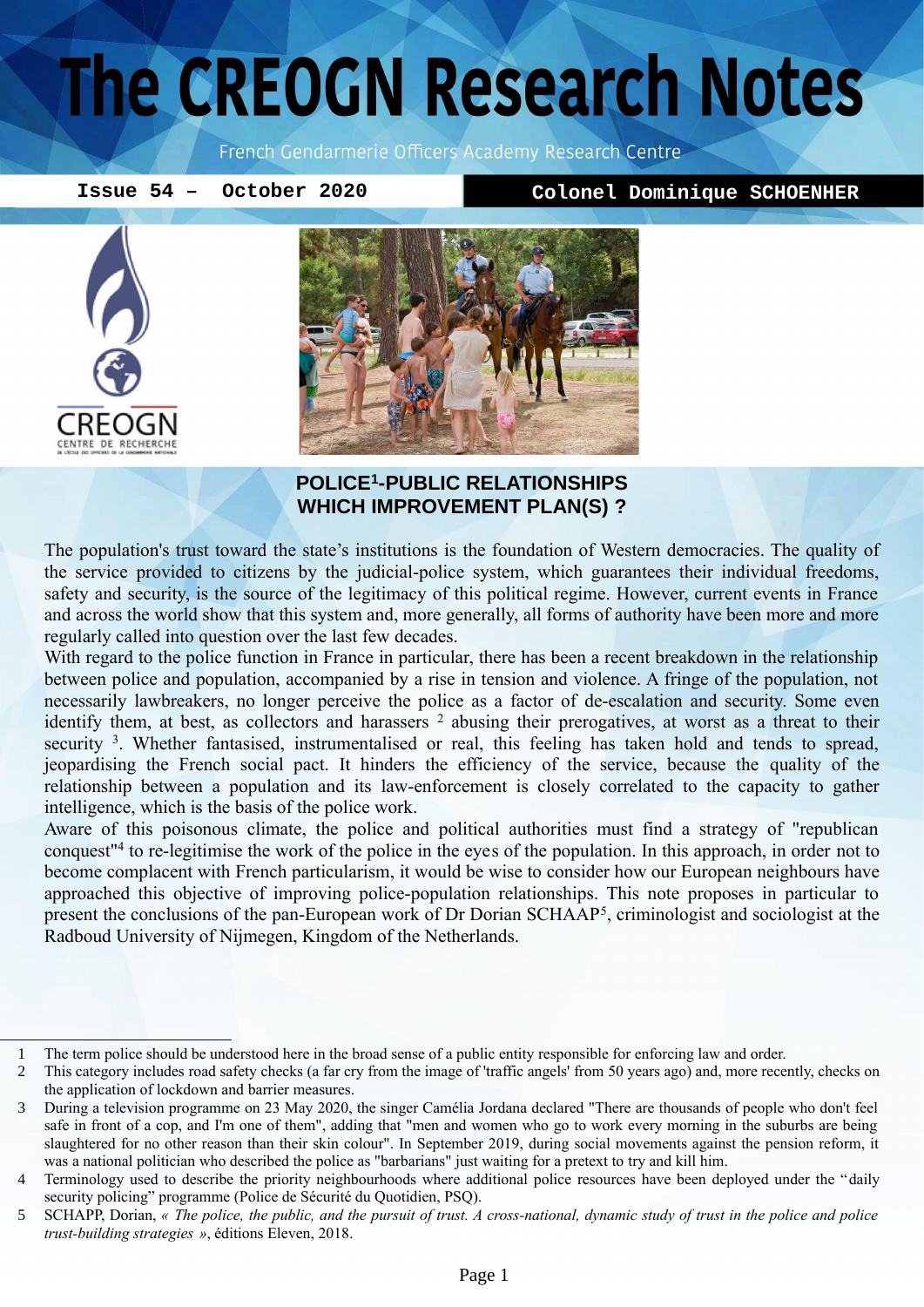# The CREOGN Research Notes

French Gendarmerie Officers Academy Research Centre

**Issue 54 – October 2020** | **Colonel Dominique SCHOENHER**

## POLICE[1]-PUBLIC RELATIONSHIPS WHICH IMPROVEMENT PLAN(S) ?

The population's trust toward the state's institutions is the foundation of Western democracies. The quality of the service provided to citizens by the judicial-police system, which guarantees their individual freedoms, safety and security, is the source of the legitimacy of this political regime. However, current events in France and across the world show that this system and, more generally, all forms of authority have been more and more regularly called into question over the last few decades.

With regard to the police function in France in particular, there has been a recent breakdown in the relationship between police and population, accompanied by a rise in tension and violence. A fringe of the population, not necessarily lawbreakers, no longer perceive the police as a factor of de-escalation and security. Some even identify them, at best, as collectors and harassers [2] abusing their prerogatives, at worst as a threat to their security [3]. Whether fantasised, instrumentalised or real, this feeling has taken hold and tends to spread, jeopardising the French social pact. It hinders the efficiency of the service, because the quality of the relationship between a population and its law-enforcement is closely correlated to the capacity to gather intelligence, which is the basis of the police work.

Aware of this poisonous climate, the police and political authorities must find a strategy of "republican conquest"[4] to re-legitimise the work of the police in the eyes of the population. In this approach, in order not to become complacent with French particularism, it would be wise to consider how our European neighbours have approached this objective of improving police-population relationships. This note proposes in particular to present the conclusions of the pan-European work of Dr Dorian SCHAAP[5], criminologist and sociologist at the Radboud University of Nijmegen, Kingdom of the Netherlands.

---

1. The term police should be understood here in the broad sense of a public entity responsible for enforcing law and order.
2. This category includes road safety checks (a far cry from the image of 'traffic angels' from 50 years ago) and, more recently, checks on the application of lockdown and barrier measures.
3. During a television programme on 23 May 2020, the singer Camélia Jordana declared "There are thousands of people who don't feel safe in front of a cop, and I'm one of them", adding that "men and women who go to work every morning in the suburbs are being slaughtered for no other reason than their skin colour". In September 2019, during social movements against the pension reform, it was a national politician who described the police as "barbarians" just waiting for a pretext to try and kill him.
4. Terminology used to describe the priority neighbourhoods where additional police resources have been deployed under the "daily security policing" programme (Police de Sécurité du Quotidien, PSQ).
5. SCHAPP, Dorian, *« The police, the public, and the pursuit of trust. A cross-national, dynamic study of trust in the police and police trust-building strategies »*, éditions Eleven, 2018.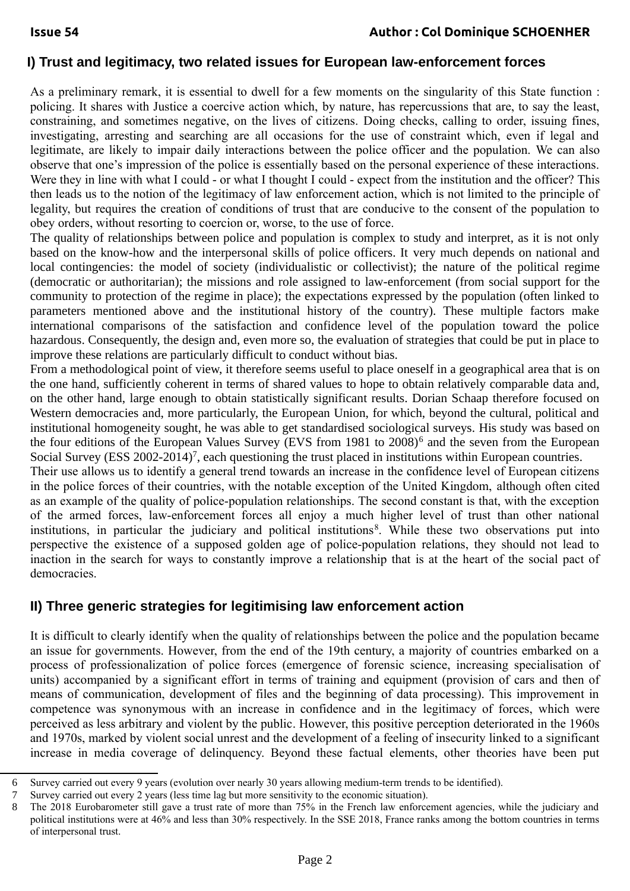## I) Trust and legitimacy, two related issues for European law-enforcement forces

As a preliminary remark, it is essential to dwell for a few moments on the singularity of this State function : policing. It shares with Justice a coercive action which, by nature, has repercussions that are, to say the least, constraining, and sometimes negative, on the lives of citizens. Doing checks, calling to order, issuing fines, investigating, arresting and searching are all occasions for the use of constraint which, even if legal and legitimate, are likely to impair daily interactions between the police officer and the population. We can also observe that one's impression of the police is essentially based on the personal experience of these interactions. Were they in line with what I could - or what I thought I could - expect from the institution and the officer? This then leads us to the notion of the legitimacy of law enforcement action, which is not limited to the principle of legality, but requires the creation of conditions of trust that are conducive to the consent of the population to obey orders, without resorting to coercion or, worse, to the use of force.

The quality of relationships between police and population is complex to study and interpret, as it is not only based on the know-how and the interpersonal skills of police officers. It very much depends on national and local contingencies: the model of society (individualistic or collectivist); the nature of the political regime (democratic or authoritarian); the missions and role assigned to law-enforcement (from social support for the community to protection of the regime in place); the expectations expressed by the population (often linked to parameters mentioned above and the institutional history of the country). These multiple factors make international comparisons of the satisfaction and confidence level of the population toward the police hazardous. Consequently, the design and, even more so, the evaluation of strategies that could be put in place to improve these relations are particularly difficult to conduct without bias.

From a methodological point of view, it therefore seems useful to place oneself in a geographical area that is on the one hand, sufficiently coherent in terms of shared values to hope to obtain relatively comparable data and, on the other hand, large enough to obtain statistically significant results. Dorian Schaap therefore focused on Western democracies and, more particularly, the European Union, for which, beyond the cultural, political and institutional homogeneity sought, he was able to get standardised sociological surveys. His study was based on the four editions of the European Values Survey (EVS from 1981 to 2008)[6] and the seven from the European Social Survey (ESS 2002-2014)[7], each questioning the trust placed in institutions within European countries.

Their use allows us to identify a general trend towards an increase in the confidence level of European citizens in the police forces of their countries, with the notable exception of the United Kingdom, although often cited as an example of the quality of police-population relationships. The second constant is that, with the exception of the armed forces, law-enforcement forces all enjoy a much higher level of trust than other national institutions, in particular the judiciary and political institutions[8]. While these two observations put into perspective the existence of a supposed golden age of police-population relations, they should not lead to inaction in the search for ways to constantly improve a relationship that is at the heart of the social pact of democracies.

## II) Three generic strategies for legitimising law enforcement action

It is difficult to clearly identify when the quality of relationships between the police and the population became an issue for governments. However, from the end of the 19th century, a majority of countries embarked on a process of professionalization of police forces (emergence of forensic science, increasing specialisation of units) accompanied by a significant effort in terms of training and equipment (provision of cars and then of means of communication, development of files and the beginning of data processing). This improvement in competence was synonymous with an increase in confidence and in the legitimacy of forces, which were perceived as less arbitrary and violent by the public. However, this positive perception deteriorated in the 1960s and 1970s, marked by violent social unrest and the development of a feeling of insecurity linked to a significant increase in media coverage of delinquency. Beyond these factual elements, other theories have been put

---

6 Survey carried out every 9 years (evolution over nearly 30 years allowing medium-term trends to be identified).

7 Survey carried out every 2 years (less time lag but more sensitivity to the economic situation).

8 The 2018 Eurobarometer still gave a trust rate of more than 75% in the French law enforcement agencies, while the judiciary and political institutions were at 46% and less than 30% respectively. In the SSE 2018, France ranks among the bottom countries in terms of interpersonal trust.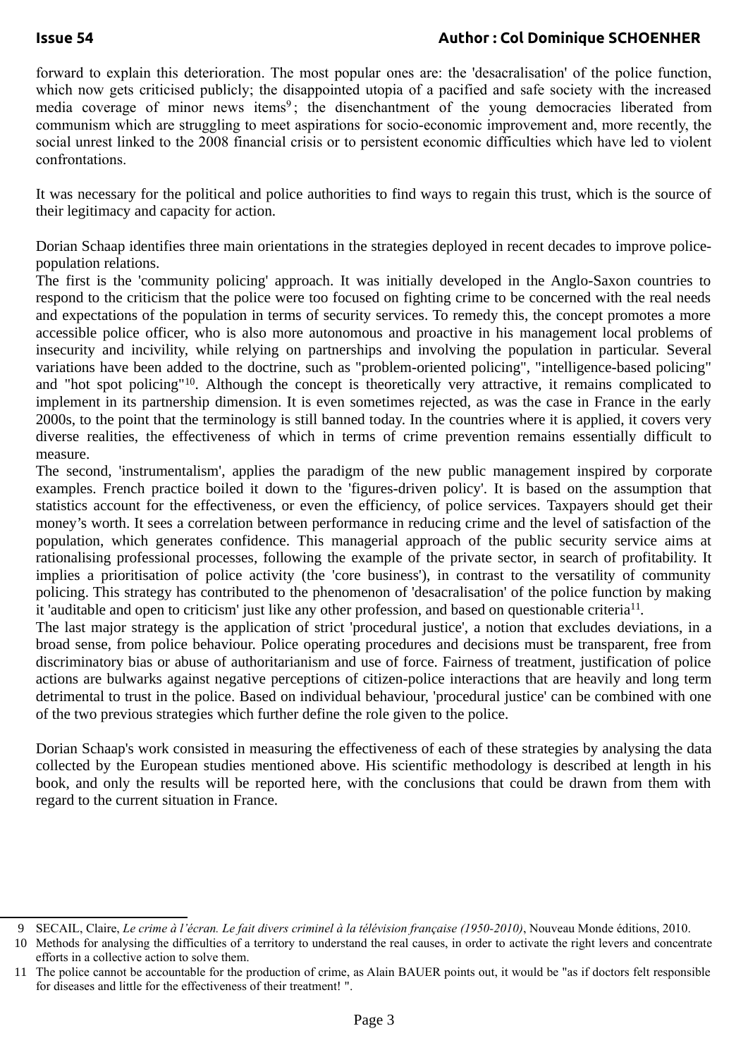forward to explain this deterioration. The most popular ones are: the 'desacralisation' of the police function, which now gets criticised publicly; the disappointed utopia of a pacified and safe society with the increased media coverage of minor news items[9]; the disenchantment of the young democracies liberated from communism which are struggling to meet aspirations for socio-economic improvement and, more recently, the social unrest linked to the 2008 financial crisis or to persistent economic difficulties which have led to violent confrontations.

It was necessary for the political and police authorities to find ways to regain this trust, which is the source of their legitimacy and capacity for action.

Dorian Schaap identifies three main orientations in the strategies deployed in recent decades to improve police-population relations.

The first is the 'community policing' approach. It was initially developed in the Anglo-Saxon countries to respond to the criticism that the police were too focused on fighting crime to be concerned with the real needs and expectations of the population in terms of security services. To remedy this, the concept promotes a more accessible police officer, who is also more autonomous and proactive in his management local problems of insecurity and incivility, while relying on partnerships and involving the population in particular. Several variations have been added to the doctrine, such as "problem-oriented policing", "intelligence-based policing" and "hot spot policing"[10]. Although the concept is theoretically very attractive, it remains complicated to implement in its partnership dimension. It is even sometimes rejected, as was the case in France in the early 2000s, to the point that the terminology is still banned today. In the countries where it is applied, it covers very diverse realities, the effectiveness of which in terms of crime prevention remains essentially difficult to measure.

The second, 'instrumentalism', applies the paradigm of the new public management inspired by corporate examples. French practice boiled it down to the 'figures-driven policy'. It is based on the assumption that statistics account for the effectiveness, or even the efficiency, of police services. Taxpayers should get their money's worth. It sees a correlation between performance in reducing crime and the level of satisfaction of the population, which generates confidence. This managerial approach of the public security service aims at rationalising professional processes, following the example of the private sector, in search of profitability. It implies a prioritisation of police activity (the 'core business'), in contrast to the versatility of community policing. This strategy has contributed to the phenomenon of 'desacralisation' of the police function by making it 'auditable and open to criticism' just like any other profession, and based on questionable criteria[11].

The last major strategy is the application of strict 'procedural justice', a notion that excludes deviations, in a broad sense, from police behaviour. Police operating procedures and decisions must be transparent, free from discriminatory bias or abuse of authoritarianism and use of force. Fairness of treatment, justification of police actions are bulwarks against negative perceptions of citizen-police interactions that are heavily and long term detrimental to trust in the police. Based on individual behaviour, 'procedural justice' can be combined with one of the two previous strategies which further define the role given to the police.

Dorian Schaap's work consisted in measuring the effectiveness of each of these strategies by analysing the data collected by the European studies mentioned above. His scientific methodology is described at length in his book, and only the results will be reported here, with the conclusions that could be drawn from them with regard to the current situation in France.

---

[9] SECAIL, Claire, *Le crime à l'écran. Le fait divers criminel à la télévision française (1950-2010)*, Nouveau Monde éditions, 2010.

[10] Methods for analysing the difficulties of a territory to understand the real causes, in order to activate the right levers and concentrate efforts in a collective action to solve them.

[11] The police cannot be accountable for the production of crime, as Alain BAUER points out, it would be "as if doctors felt responsible for diseases and little for the effectiveness of their treatment! ".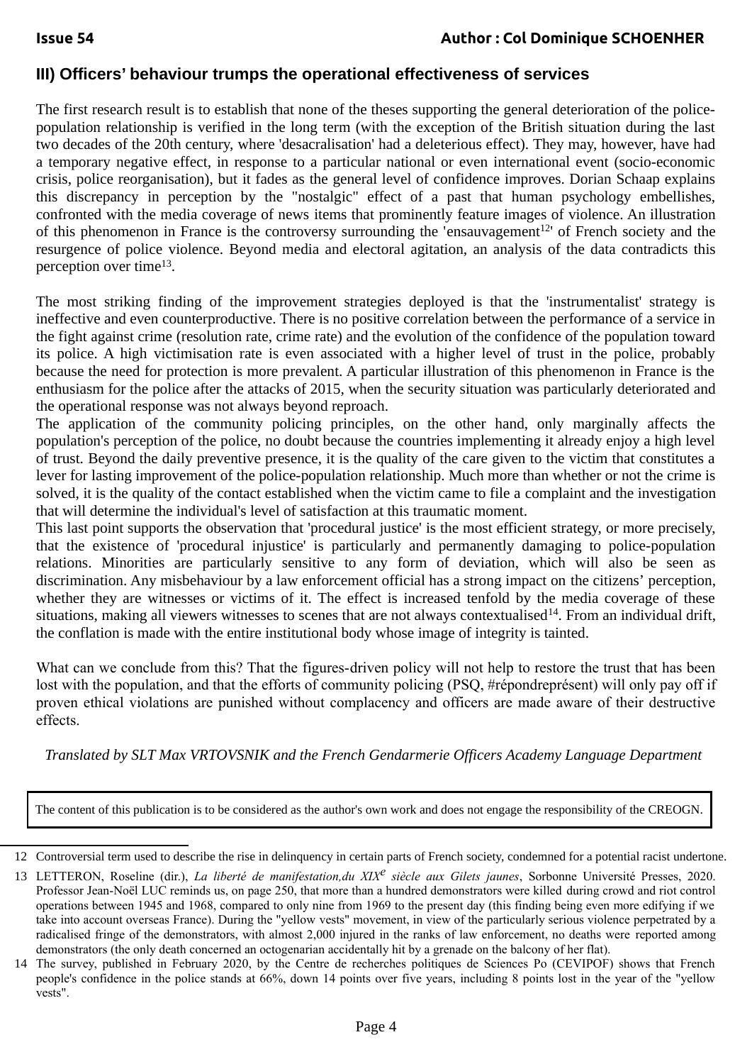### III) Officers' behaviour trumps the operational effectiveness of services

The first research result is to establish that none of the theses supporting the general deterioration of the police-population relationship is verified in the long term (with the exception of the British situation during the last two decades of the 20th century, where 'desacralisation' had a deleterious effect). They may, however, have had a temporary negative effect, in response to a particular national or even international event (socio-economic crisis, police reorganisation), but it fades as the general level of confidence improves. Dorian Schaap explains this discrepancy in perception by the "nostalgic" effect of a past that human psychology embellishes, confronted with the media coverage of news items that prominently feature images of violence. An illustration of this phenomenon in France is the controversy surrounding the 'ensauvagement[12]' of French society and the resurgence of police violence. Beyond media and electoral agitation, an analysis of the data contradicts this perception over time[13].

The most striking finding of the improvement strategies deployed is that the 'instrumentalist' strategy is ineffective and even counterproductive. There is no positive correlation between the performance of a service in the fight against crime (resolution rate, crime rate) and the evolution of the confidence of the population toward its police. A high victimisation rate is even associated with a higher level of trust in the police, probably because the need for protection is more prevalent. A particular illustration of this phenomenon in France is the enthusiasm for the police after the attacks of 2015, when the security situation was particularly deteriorated and the operational response was not always beyond reproach.

The application of the community policing principles, on the other hand, only marginally affects the population's perception of the police, no doubt because the countries implementing it already enjoy a high level of trust. Beyond the daily preventive presence, it is the quality of the care given to the victim that constitutes a lever for lasting improvement of the police-population relationship. Much more than whether or not the crime is solved, it is the quality of the contact established when the victim came to file a complaint and the investigation that will determine the individual's level of satisfaction at this traumatic moment.

This last point supports the observation that 'procedural justice' is the most efficient strategy, or more precisely, that the existence of 'procedural injustice' is particularly and permanently damaging to police-population relations. Minorities are particularly sensitive to any form of deviation, which will also be seen as discrimination. Any misbehaviour by a law enforcement official has a strong impact on the citizens' perception, whether they are witnesses or victims of it. The effect is increased tenfold by the media coverage of these situations, making all viewers witnesses to scenes that are not always contextualised[14]. From an individual drift, the conflation is made with the entire institutional body whose image of integrity is tainted.

What can we conclude from this? That the figures-driven policy will not help to restore the trust that has been lost with the population, and that the efforts of community policing (PSQ, #répondreprésent) will only pay off if proven ethical violations are punished without complacency and officers are made aware of their destructive effects.

*Translated by SLT Max VRTOVSNIK and the French Gendarmerie Officers Academy Language Department*

The content of this publication is to be considered as the author's own work and does not engage the responsibility of the CREOGN.

---

12 Controversial term used to describe the rise in delinquency in certain parts of French society, condemned for a potential racist undertone.

13 LETTERON, Roseline (dir.), *La liberté de manifestation,du XIX<sup>e</sup> siècle aux Gilets jaunes*, Sorbonne Université Presses, 2020. Professor Jean-Noël LUC reminds us, on page 250, that more than a hundred demonstrators were killed during crowd and riot control operations between 1945 and 1968, compared to only nine from 1969 to the present day (this finding being even more edifying if we take into account overseas France). During the "yellow vests" movement, in view of the particularly serious violence perpetrated by a radicalised fringe of the demonstrators, with almost 2,000 injured in the ranks of law enforcement, no deaths were reported among demonstrators (the only death concerned an octogenarian accidentally hit by a grenade on the balcony of her flat).

14 The survey, published in February 2020, by the Centre de recherches politiques de Sciences Po (CEVIPOF) shows that French people's confidence in the police stands at 66%, down 14 points over five years, including 8 points lost in the year of the "yellow vests".